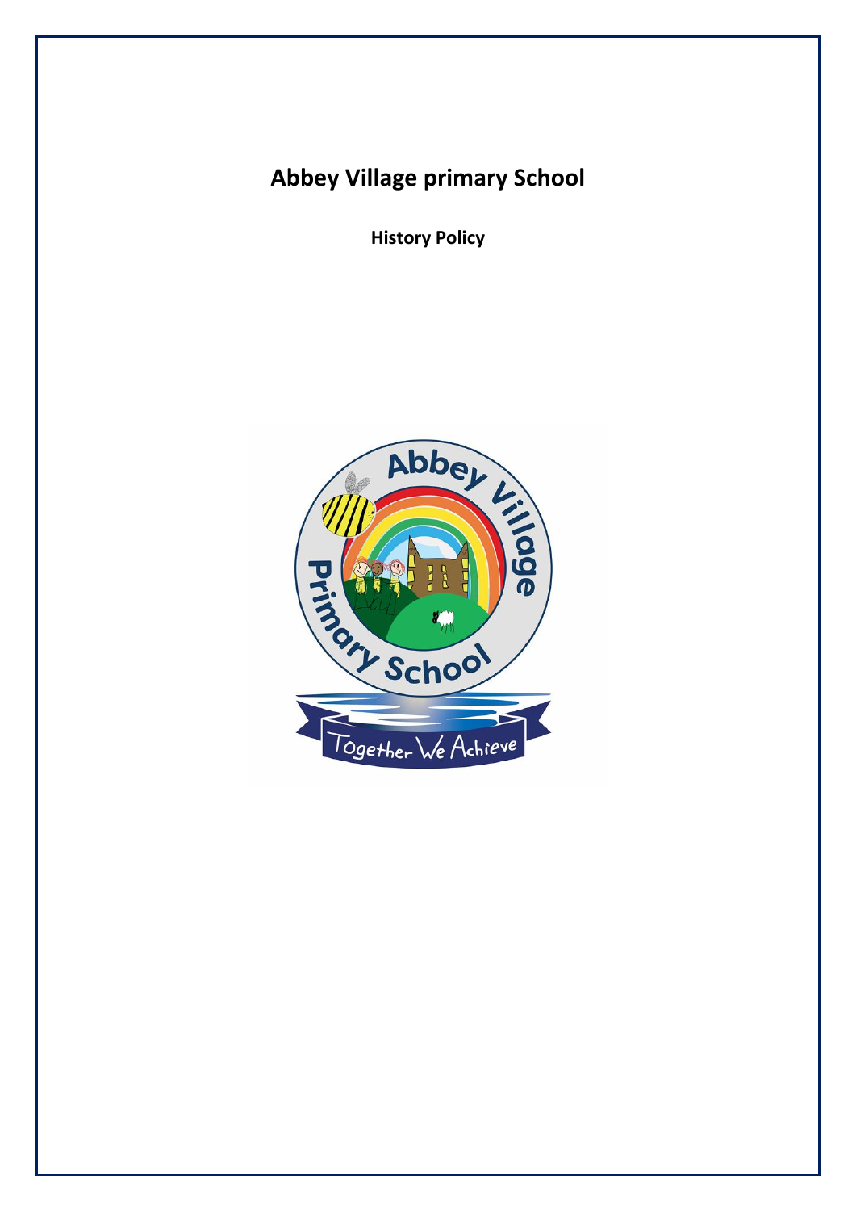# Abbey Village primary School

**History Policy**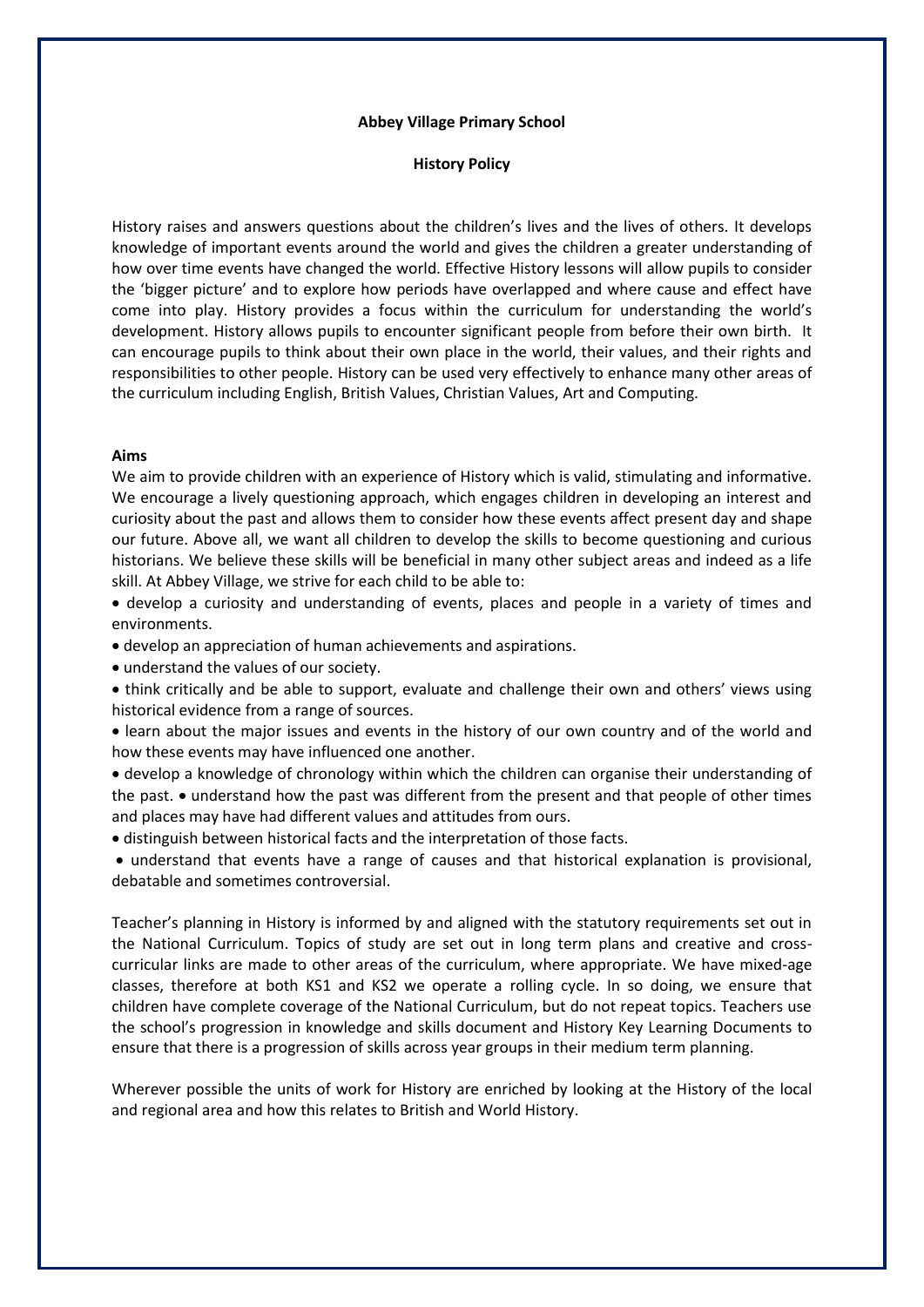**Abbey Village Primary School**

**History Policy**

History raises and answers questions about the children's lives and the lives of others. It develops knowledge of important events around the world and gives the children a greater understanding of how over time events have changed the world. Effective History lessons will allow pupils to consider the 'bigger picture' and to explore how periods have overlapped and where cause and effect have come into play. History provides a focus within the curriculum for understanding the world's development. History allows pupils to encounter significant people from before their own birth. It can encourage pupils to think about their own place in the world, their values, and their rights and responsibilities to other people. History can be used very effectively to enhance many other areas of the curriculum including English, British Values, Christian Values, Art and Computing.

**Aims**

We aim to provide children with an experience of History which is valid, stimulating and informative. We encourage a lively questioning approach, which engages children in developing an interest and curiosity about the past and allows them to consider how these events affect present day and shape our future. Above all, we want all children to develop the skills to become questioning and curious historians. We believe these skills will be beneficial in many other subject areas and indeed as a life skill. At Abbey Village, we strive for each child to be able to:

- develop a curiosity and understanding of events, places and people in a variety of times and environments.
- develop an appreciation of human achievements and aspirations.
- understand the values of our society.
- think critically and be able to support, evaluate and challenge their own and others' views using historical evidence from a range of sources.
- learn about the major issues and events in the history of our own country and of the world and how these events may have influenced one another.
- develop a knowledge of chronology within which the children can organise their understanding of the past.
- understand how the past was different from the present and that people of other times and places may have had different values and attitudes from ours.
- distinguish between historical facts and the interpretation of those facts.
- understand that events have a range of causes and that historical explanation is provisional, debatable and sometimes controversial.

Teacher's planning in History is informed by and aligned with the statutory requirements set out in the National Curriculum. Topics of study are set out in long term plans and creative and cross-curricular links are made to other areas of the curriculum, where appropriate. We have mixed-age classes, therefore at both KS1 and KS2 we operate a rolling cycle. In so doing, we ensure that children have complete coverage of the National Curriculum, but do not repeat topics. Teachers use the school's progression in knowledge and skills document and History Key Learning Documents to ensure that there is a progression of skills across year groups in their medium term planning.

Wherever possible the units of work for History are enriched by looking at the History of the local and regional area and how this relates to British and World History.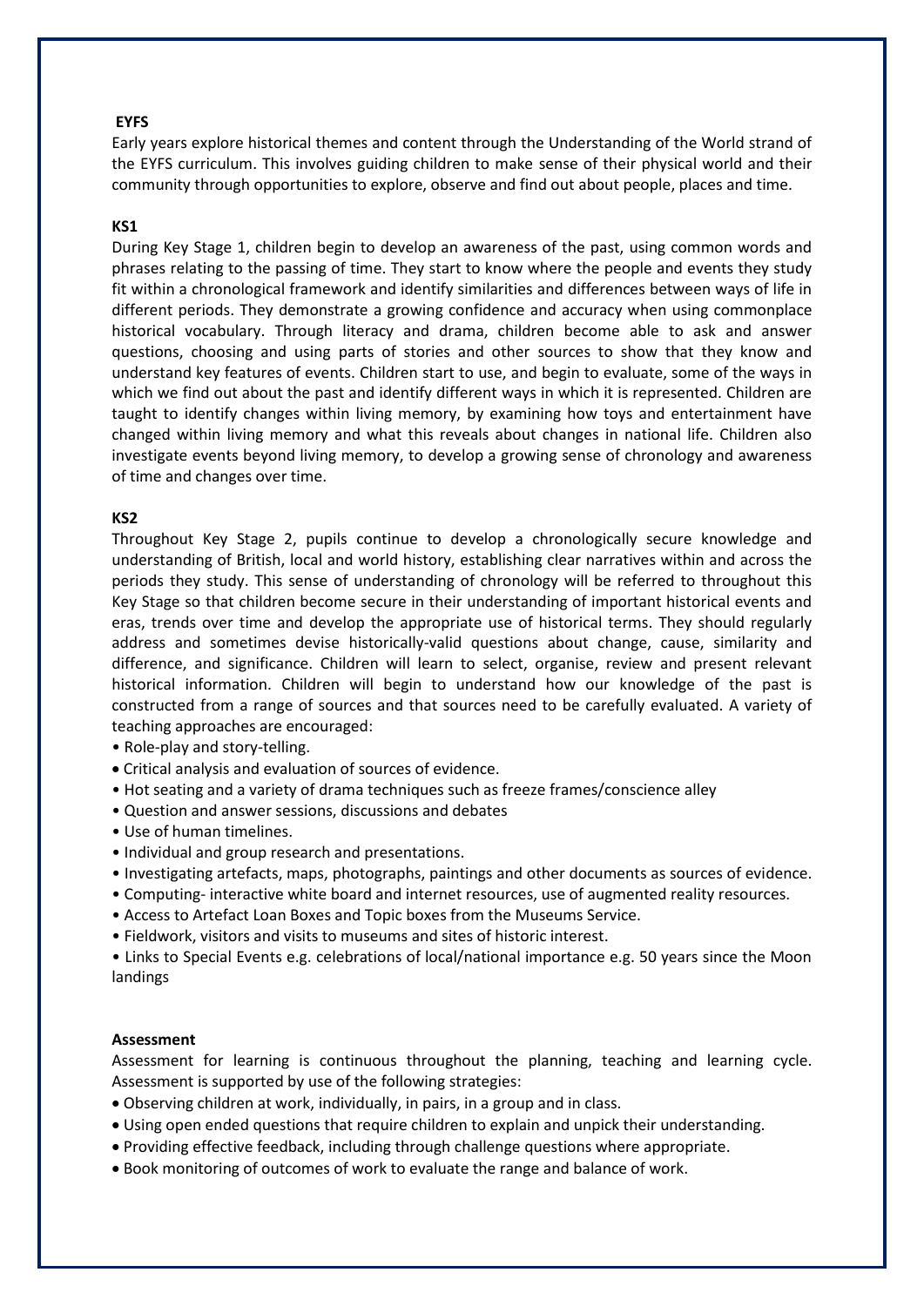**EYFS**

Early years explore historical themes and content through the Understanding of the World strand of the EYFS curriculum. This involves guiding children to make sense of their physical world and their community through opportunities to explore, observe and find out about people, places and time.

**KS1**

During Key Stage 1, children begin to develop an awareness of the past, using common words and phrases relating to the passing of time. They start to know where the people and events they study fit within a chronological framework and identify similarities and differences between ways of life in different periods. They demonstrate a growing confidence and accuracy when using commonplace historical vocabulary. Through literacy and drama, children become able to ask and answer questions, choosing and using parts of stories and other sources to show that they know and understand key features of events. Children start to use, and begin to evaluate, some of the ways in which we find out about the past and identify different ways in which it is represented. Children are taught to identify changes within living memory, by examining how toys and entertainment have changed within living memory and what this reveals about changes in national life. Children also investigate events beyond living memory, to develop a growing sense of chronology and awareness of time and changes over time.

**KS2**

Throughout Key Stage 2, pupils continue to develop a chronologically secure knowledge and understanding of British, local and world history, establishing clear narratives within and across the periods they study. This sense of understanding of chronology will be referred to throughout this Key Stage so that children become secure in their understanding of important historical events and eras, trends over time and develop the appropriate use of historical terms. They should regularly address and sometimes devise historically-valid questions about change, cause, similarity and difference, and significance. Children will learn to select, organise, review and present relevant historical information. Children will begin to understand how our knowledge of the past is constructed from a range of sources and that sources need to be carefully evaluated. A variety of teaching approaches are encouraged:

- Role-play and story-telling.
- Critical analysis and evaluation of sources of evidence.
- Hot seating and a variety of drama techniques such as freeze frames/conscience alley
- Question and answer sessions, discussions and debates
- Use of human timelines.
- Individual and group research and presentations.
- Investigating artefacts, maps, photographs, paintings and other documents as sources of evidence.
- Computing- interactive white board and internet resources, use of augmented reality resources.
- Access to Artefact Loan Boxes and Topic boxes from the Museums Service.
- Fieldwork, visitors and visits to museums and sites of historic interest.
- Links to Special Events e.g. celebrations of local/national importance e.g. 50 years since the Moon landings

**Assessment**

Assessment for learning is continuous throughout the planning, teaching and learning cycle. Assessment is supported by use of the following strategies:

- Observing children at work, individually, in pairs, in a group and in class.
- Using open ended questions that require children to explain and unpick their understanding.
- Providing effective feedback, including through challenge questions where appropriate.
- Book monitoring of outcomes of work to evaluate the range and balance of work.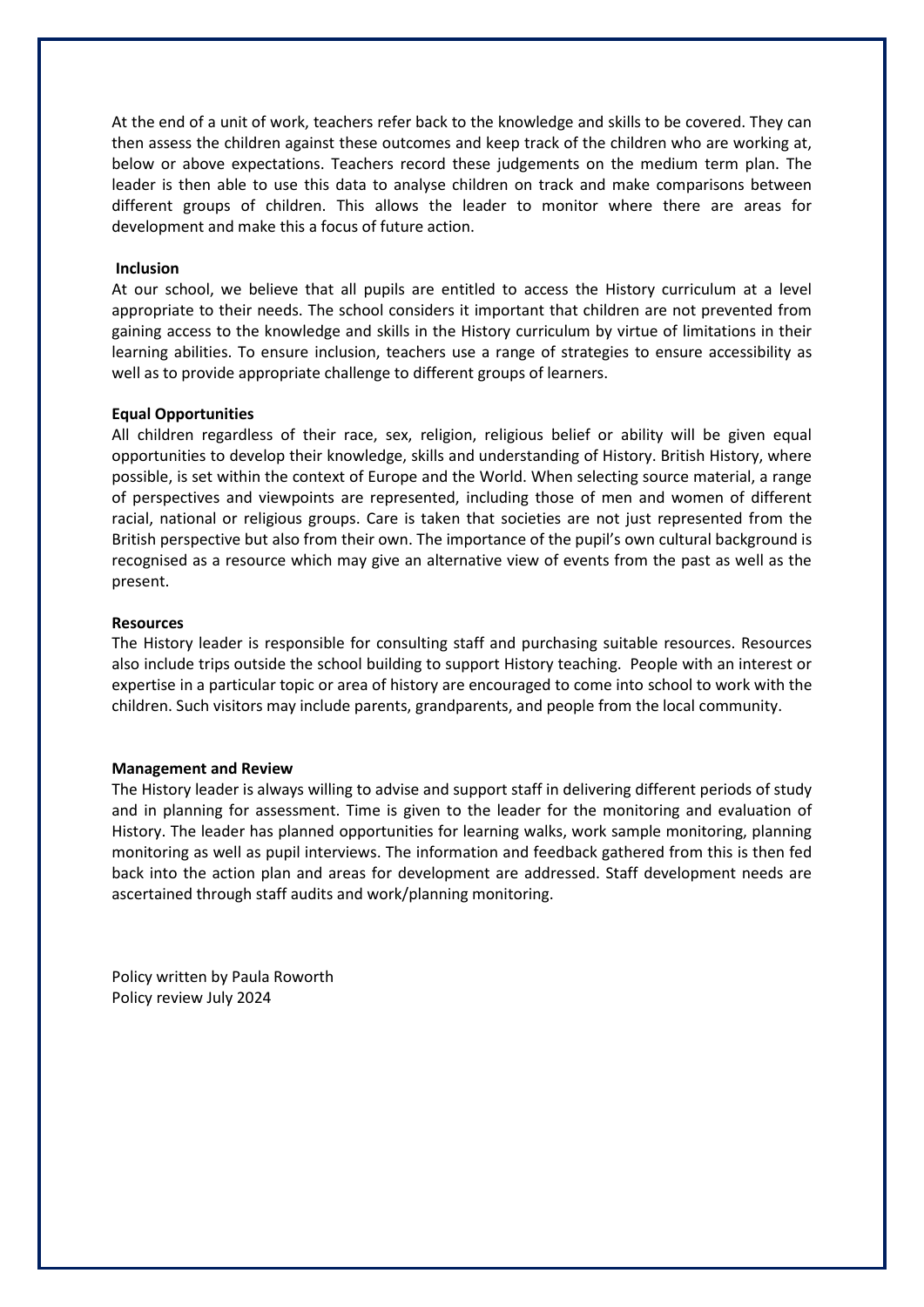At the end of a unit of work, teachers refer back to the knowledge and skills to be covered. They can then assess the children against these outcomes and keep track of the children who are working at, below or above expectations. Teachers record these judgements on the medium term plan. The leader is then able to use this data to analyse children on track and make comparisons between different groups of children. This allows the leader to monitor where there are areas for development and make this a focus of future action.

**Inclusion**

At our school, we believe that all pupils are entitled to access the History curriculum at a level appropriate to their needs. The school considers it important that children are not prevented from gaining access to the knowledge and skills in the History curriculum by virtue of limitations in their learning abilities. To ensure inclusion, teachers use a range of strategies to ensure accessibility as well as to provide appropriate challenge to different groups of learners.

**Equal Opportunities**

All children regardless of their race, sex, religion, religious belief or ability will be given equal opportunities to develop their knowledge, skills and understanding of History. British History, where possible, is set within the context of Europe and the World. When selecting source material, a range of perspectives and viewpoints are represented, including those of men and women of different racial, national or religious groups. Care is taken that societies are not just represented from the British perspective but also from their own. The importance of the pupil's own cultural background is recognised as a resource which may give an alternative view of events from the past as well as the present.

**Resources**

The History leader is responsible for consulting staff and purchasing suitable resources. Resources also include trips outside the school building to support History teaching. People with an interest or expertise in a particular topic or area of history are encouraged to come into school to work with the children. Such visitors may include parents, grandparents, and people from the local community.

**Management and Review**

The History leader is always willing to advise and support staff in delivering different periods of study and in planning for assessment. Time is given to the leader for the monitoring and evaluation of History. The leader has planned opportunities for learning walks, work sample monitoring, planning monitoring as well as pupil interviews. The information and feedback gathered from this is then fed back into the action plan and areas for development are addressed. Staff development needs are ascertained through staff audits and work/planning monitoring.

Policy written by Paula Roworth
Policy review July 2024